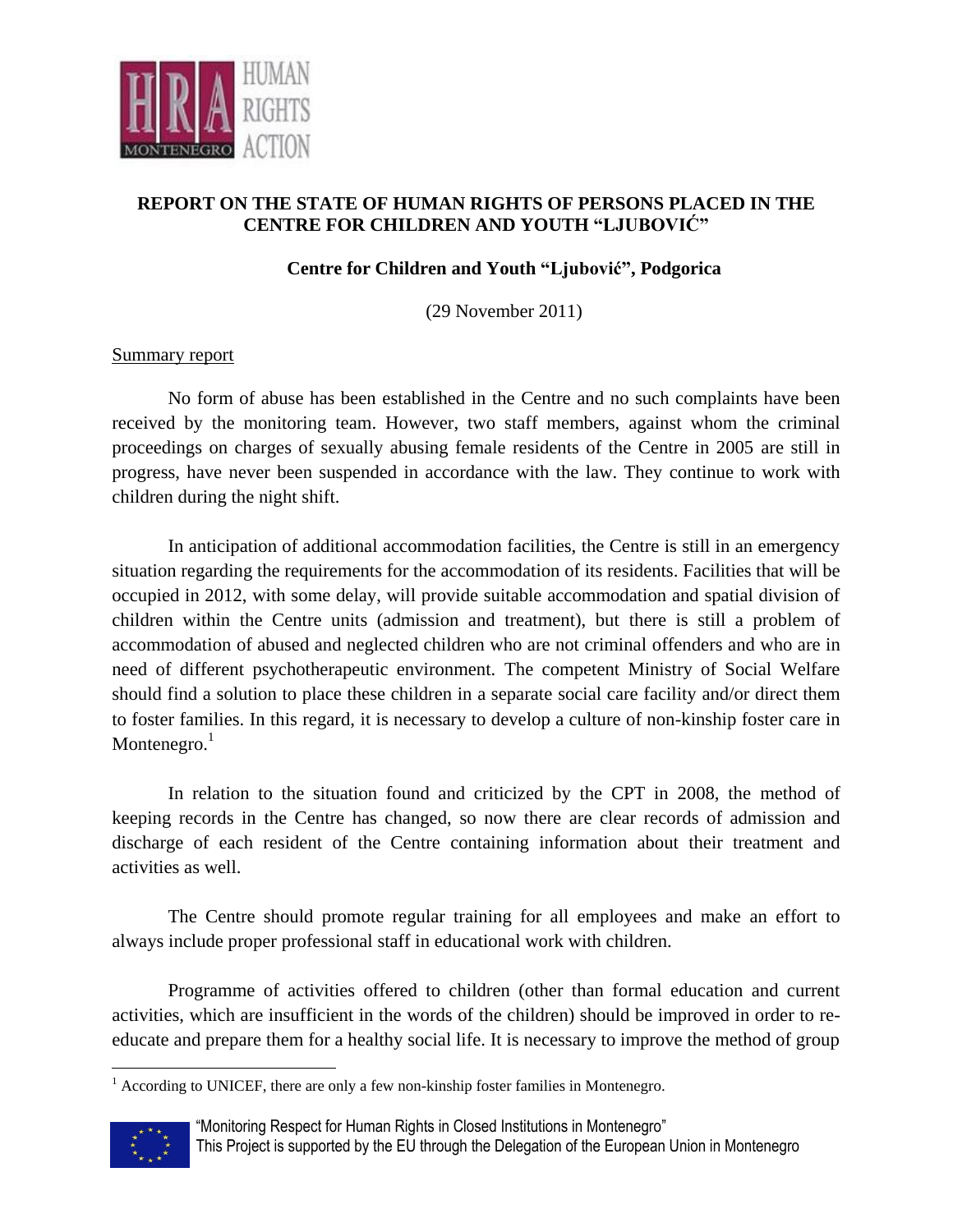# REPORT ON THE STATE OF HUMAN RIGHTS OF PERSONS PLACED IN THE CENTRE FOR CHILDREN AND YOUTH "LJUBOVIĆ"

## Centre for Children and Youth "Ljubović", Podgorica

(29 November 2011)

Summary report

No form of abuse has been established in the Centre and no such complaints have been received by the monitoring team. However, two staff members, against whom the criminal proceedings on charges of sexually abusing female residents of the Centre in 2005 are still in progress, have never been suspended in accordance with the law. They continue to work with children during the night shift.

In anticipation of additional accommodation facilities, the Centre is still in an emergency situation regarding the requirements for the accommodation of its residents. Facilities that will be occupied in 2012, with some delay, will provide suitable accommodation and spatial division of children within the Centre units (admission and treatment), but there is still a problem of accommodation of abused and neglected children who are not criminal offenders and who are in need of different psychotherapeutic environment. The competent Ministry of Social Welfare should find a solution to place these children in a separate social care facility and/or direct them to foster families. In this regard, it is necessary to develop a culture of non-kinship foster care in Montenegro.[1]

In relation to the situation found and criticized by the CPT in 2008, the method of keeping records in the Centre has changed, so now there are clear records of admission and discharge of each resident of the Centre containing information about their treatment and activities as well.

The Centre should promote regular training for all employees and make an effort to always include proper professional staff in educational work with children.

Programme of activities offered to children (other than formal education and current activities, which are insufficient in the words of the children) should be improved in order to re-educate and prepare them for a healthy social life. It is necessary to improve the method of group

[1] According to UNICEF, there are only a few non-kinship foster families in Montenegro.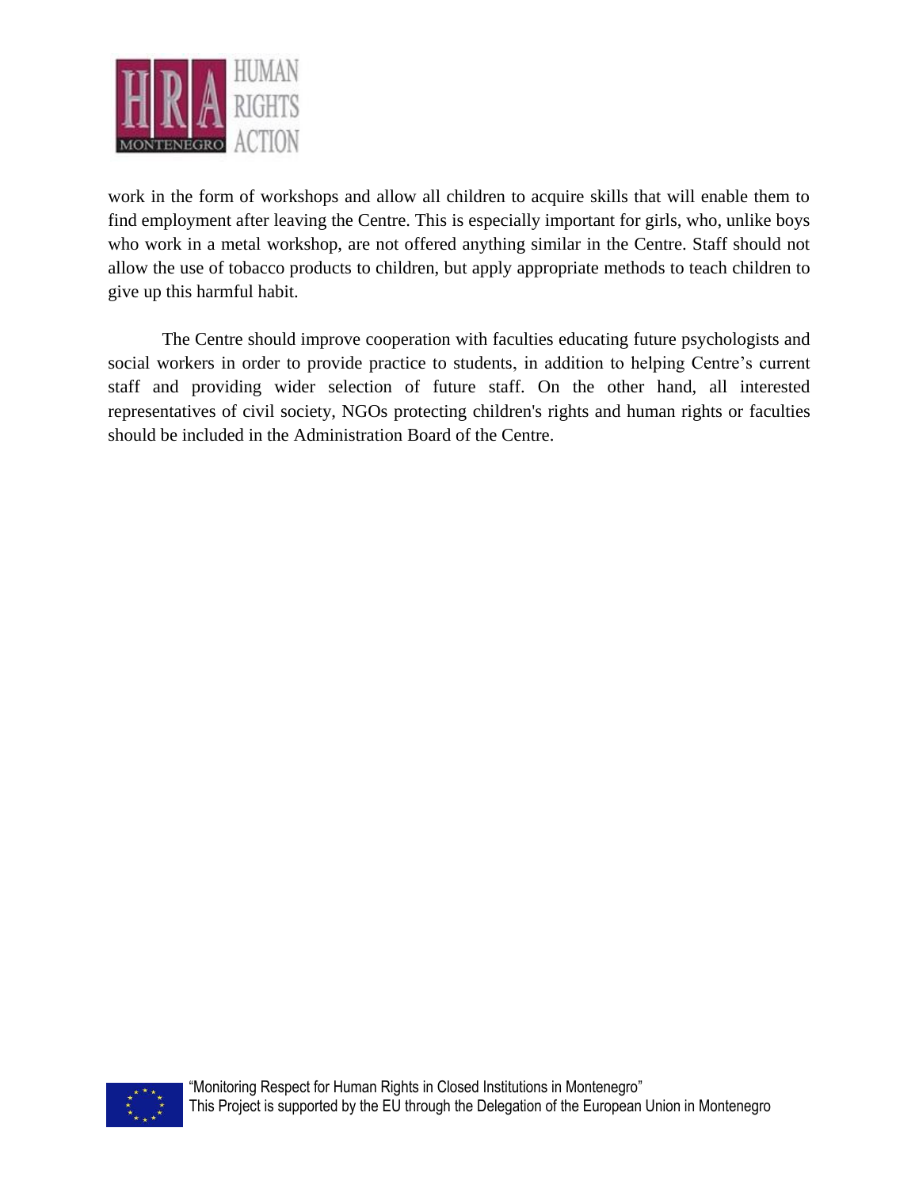work in the form of workshops and allow all children to acquire skills that will enable them to find employment after leaving the Centre. This is especially important for girls, who, unlike boys who work in a metal workshop, are not offered anything similar in the Centre. Staff should not allow the use of tobacco products to children, but apply appropriate methods to teach children to give up this harmful habit.

The Centre should improve cooperation with faculties educating future psychologists and social workers in order to provide practice to students, in addition to helping Centre's current staff and providing wider selection of future staff. On the other hand, all interested representatives of civil society, NGOs protecting children's rights and human rights or faculties should be included in the Administration Board of the Centre.